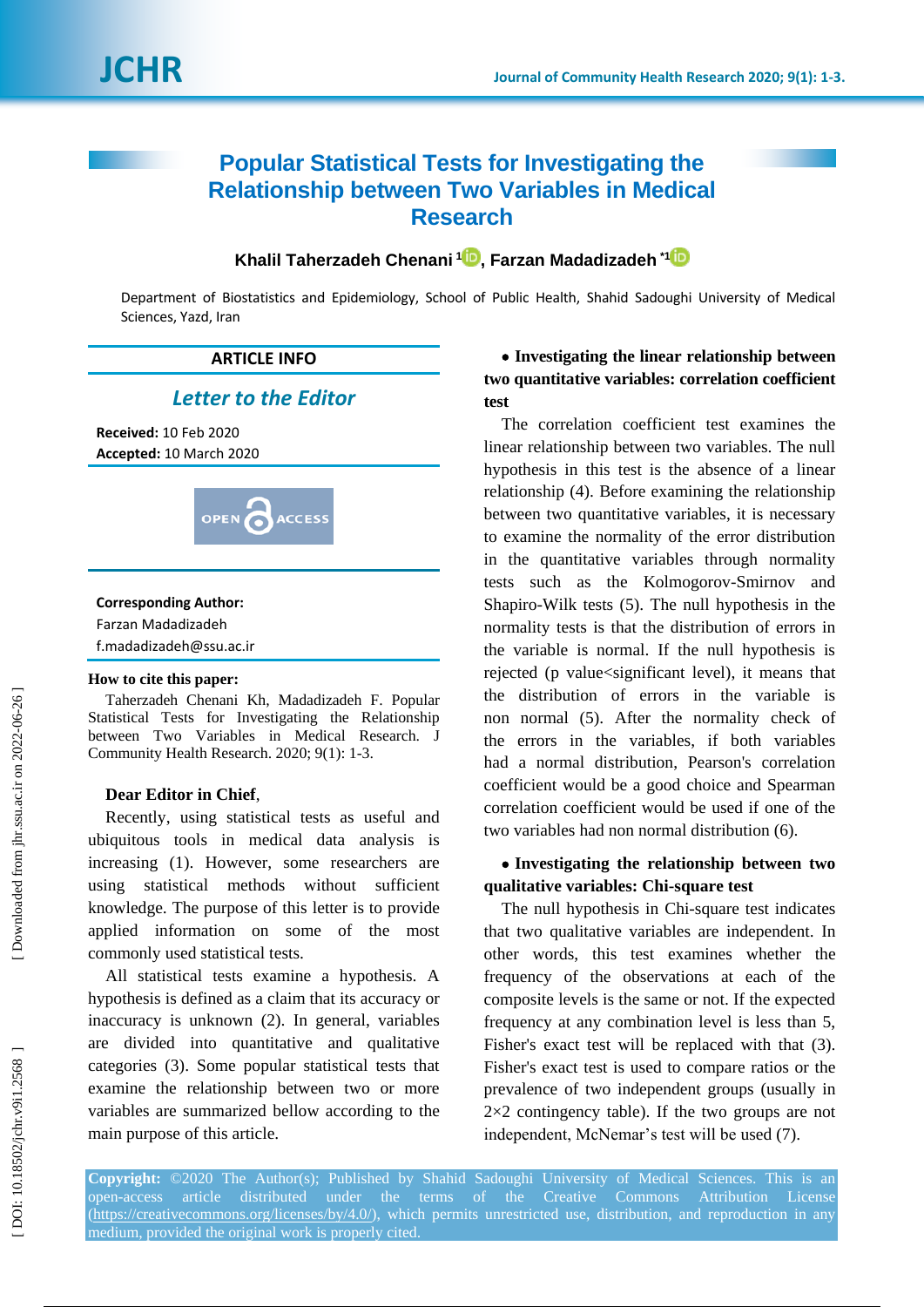# Popular Statistical Tests for Investigating the Relationship between Two Variables in Medical Research

**Khalil Taherzadeh Chenani** [1], **Farzan Madadizadeh** [*1]

Department of Biostatistics and Epidemiology, School of Public Health, Shahid Sadoughi University of Medical Sciences, Yazd, Iran

**ARTICLE INFO**

*Letter to the Editor*

**Received:** 10 Feb 2020
**Accepted:** 10 March 2020

OPEN ACCESS

**Corresponding Author:**
Farzan Madadizadeh
f.madadizadeh@ssu.ac.ir

**How to cite this paper:**
Taherzadeh Chenani Kh, Madadizadeh F. Popular Statistical Tests for Investigating the Relationship between Two Variables in Medical Research. J Community Health Research. 2020; 9(1): 1-3.

**Dear Editor in Chief**,

Recently, using statistical tests as useful and ubiquitous tools in medical data analysis is increasing (1). However, some researchers are using statistical methods without sufficient knowledge. The purpose of this letter is to provide applied information on some of the most commonly used statistical tests.

All statistical tests examine a hypothesis. A hypothesis is defined as a claim that its accuracy or inaccuracy is unknown (2). In general, variables are divided into quantitative and qualitative categories (3). Some popular statistical tests that examine the relationship between two or more variables are summarized bellow according to the main purpose of this article.

- **Investigating the linear relationship between two quantitative variables: correlation coefficient test**

The correlation coefficient test examines the linear relationship between two variables. The null hypothesis in this test is the absence of a linear relationship (4). Before examining the relationship between two quantitative variables, it is necessary to examine the normality of the error distribution in the quantitative variables through normality tests such as the Kolmogorov-Smirnov and Shapiro-Wilk tests (5). The null hypothesis in the normality tests is that the distribution of errors in the variable is normal. If the null hypothesis is rejected (p value<significant level), it means that the distribution of errors in the variable is non normal (5). After the normality check of the errors in the variables, if both variables had a normal distribution, Pearson's correlation coefficient would be a good choice and Spearman correlation coefficient would be used if one of the two variables had non normal distribution (6).

- **Investigating the relationship between two qualitative variables: Chi-square test**

The null hypothesis in Chi-square test indicates that two qualitative variables are independent. In other words, this test examines whether the frequency of the observations at each of the composite levels is the same or not. If the expected frequency at any combination level is less than 5, Fisher's exact test will be replaced with that (3). Fisher's exact test is used to compare ratios or the prevalence of two independent groups (usually in 2×2 contingency table). If the two groups are not independent, McNemar's test will be used (7).

**Copyright:** ©2020 The Author(s); Published by Shahid Sadoughi University of Medical Sciences. This is an open-access article distributed under the terms of the Creative Commons Attribution License (https://creativecommons.org/licenses/by/4.0/), which permits unrestricted use, distribution, and reproduction in any medium, provided the original work is properly cited.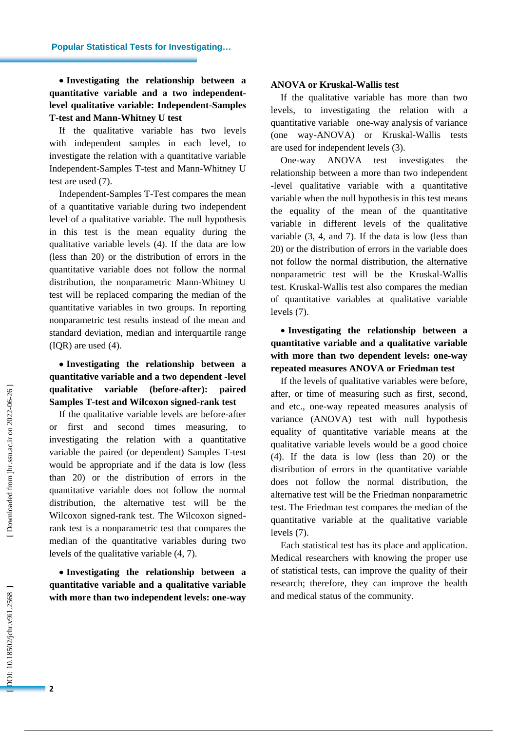- **Investigating the relationship between a quantitative variable and a two independent-level qualitative variable: Independent-Samples T-test and Mann-Whitney U test**

If the qualitative variable has two levels with independent samples in each level, to investigate the relation with a quantitative variable Independent-Samples T-test and Mann-Whitney U test are used (7).

Independent-Samples T-Test compares the mean of a quantitative variable during two independent level of a qualitative variable. The null hypothesis in this test is the mean equality during the qualitative variable levels (4). If the data are low (less than 20) or the distribution of errors in the quantitative variable does not follow the normal distribution, the nonparametric Mann-Whitney U test will be replaced comparing the median of the quantitative variables in two groups. In reporting nonparametric test results instead of the mean and standard deviation, median and interquartile range (IQR) are used (4).

- **Investigating the relationship between a quantitative variable and a two dependent -level qualitative variable (before-after): paired Samples T-test and Wilcoxon signed-rank test**

If the qualitative variable levels are before-after or first and second times measuring, to investigating the relation with a quantitative variable the paired (or dependent) Samples T-test would be appropriate and if the data is low (less than 20) or the distribution of errors in the quantitative variable does not follow the normal distribution, the alternative test will be the Wilcoxon signed-rank test. The Wilcoxon signed-rank test is a nonparametric test that compares the median of the quantitative variables during two levels of the qualitative variable (4, 7).

- **Investigating the relationship between a quantitative variable and a qualitative variable with more than two independent levels: one-way ANOVA or Kruskal-Wallis test**

If the qualitative variable has more than two levels, to investigating the relation with a quantitative variable one-way analysis of variance (one way-ANOVA) or Kruskal-Wallis tests are used for independent levels (3).

One-way ANOVA test investigates the relationship between a more than two independent -level qualitative variable with a quantitative variable when the null hypothesis in this test means the equality of the mean of the quantitative variable in different levels of the qualitative variable (3, 4, and 7). If the data is low (less than 20) or the distribution of errors in the variable does not follow the normal distribution, the alternative nonparametric test will be the Kruskal-Wallis test. Kruskal-Wallis test also compares the median of quantitative variables at qualitative variable levels (7).

- **Investigating the relationship between a quantitative variable and a qualitative variable with more than two dependent levels: one-way repeated measures ANOVA or Friedman test**

If the levels of qualitative variables were before, after, or time of measuring such as first, second, and etc., one-way repeated measures analysis of variance (ANOVA) test with null hypothesis equality of quantitative variable means at the qualitative variable levels would be a good choice (4). If the data is low (less than 20) or the distribution of errors in the quantitative variable does not follow the normal distribution, the alternative test will be the Friedman nonparametric test. The Friedman test compares the median of the quantitative variable at the qualitative variable levels (7).

Each statistical test has its place and application. Medical researchers with knowing the proper use of statistical tests, can improve the quality of their research; therefore, they can improve the health and medical status of the community.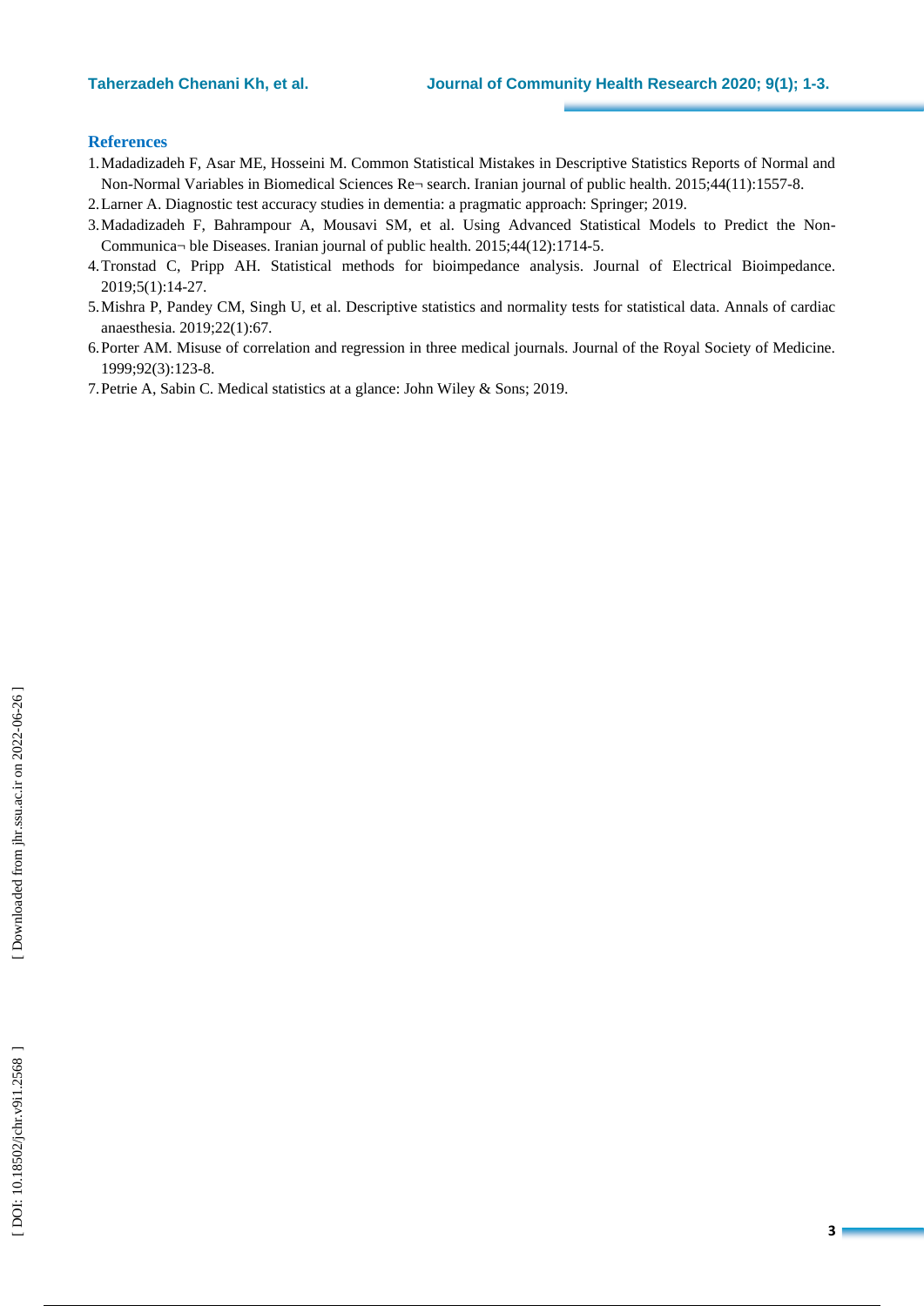## References

1. Madadizadeh F, Asar ME, Hosseini M. Common Statistical Mistakes in Descriptive Statistics Reports of Normal and Non-Normal Variables in Biomedical Sciences Re¬ search. Iranian journal of public health. 2015;44(11):1557-8.
2. Larner A. Diagnostic test accuracy studies in dementia: a pragmatic approach: Springer; 2019.
3. Madadizadeh F, Bahrampour A, Mousavi SM, et al. Using Advanced Statistical Models to Predict the Non-Communica¬ ble Diseases. Iranian journal of public health. 2015;44(12):1714-5.
4. Tronstad C, Pripp AH. Statistical methods for bioimpedance analysis. Journal of Electrical Bioimpedance. 2019;5(1):14-27.
5. Mishra P, Pandey CM, Singh U, et al. Descriptive statistics and normality tests for statistical data. Annals of cardiac anaesthesia. 2019;22(1):67.
6. Porter AM. Misuse of correlation and regression in three medical journals. Journal of the Royal Society of Medicine. 1999;92(3):123-8.
7. Petrie A, Sabin C. Medical statistics at a glance: John Wiley & Sons; 2019.

[ Downloaded from jhr.ssu.ac.ir on 2022-06-26 ]

[ DOI: 10.18502/jchr.v9i1.2568 ]